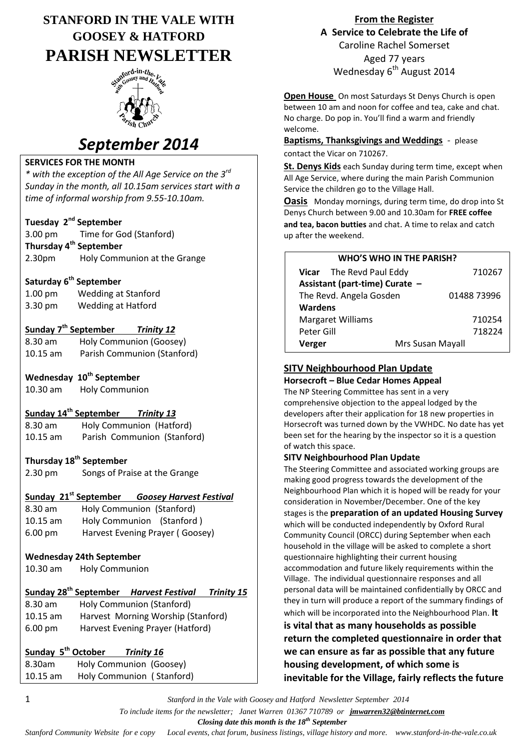# STANFORD IN THE VALE WITH GOOSEY & HATFORD

# PARISH NEWSLETTER

# *September 2014*

## SERVICES FOR THE MONTH

*\* with the exception of the All Age Service on the 3rd Sunday in the month, all 10.15am services start with a time of informal worship from 9.55-10.10am.*

**Tuesday 2nd September**
3.00 pm Time for God (Stanford)

**Thursday 4th September**
2.30pm Holy Communion at the Grange

**Saturday 6th September**
1.00 pm Wedding at Stanford
3.30 pm Wedding at Hatford

**Sunday 7th September** ***Trinity 12***
8.30 am Holy Communion (Goosey)
10.15 am Parish Communion (Stanford)

**Wednesday 10th September**
10.30 am Holy Communion

**Sunday 14th September** ***Trinity 13***
8.30 am Holy Communion (Hatford)
10.15 am Parish Communion (Stanford)

**Thursday 18th September**
2.30 pm Songs of Praise at the Grange

**Sunday 21st September** ***Goosey Harvest Festival***
8.30 am Holy Communion (Stanford)
10.15 am Holy Communion (Stanford)
6.00 pm Harvest Evening Prayer (Goosey)

**Wednesday 24th September**
10.30 am Holy Communion

**Sunday 28th September** ***Harvest Festival*** ***Trinity 15***
8.30 am Holy Communion (Stanford)
10.15 am Harvest Morning Worship (Stanford)
6.00 pm Harvest Evening Prayer (Hatford)

**Sunday 5th October** ***Trinity 16***
8.30am Holy Communion (Goosey)
10.15 am Holy Communion (Stanford)

## From the Register

**A Service to Celebrate the Life of**
Caroline Rachel Somerset
Aged 77 years
Wednesday 6th August 2014

**Open House** On most Saturdays St Denys Church is open between 10 am and noon for coffee and tea, cake and chat. No charge. Do pop in. You'll find a warm and friendly welcome.

**Baptisms, Thanksgivings and Weddings** - please contact the Vicar on 710267.

**St. Denys Kids** each Sunday during term time, except when All Age Service, where during the main Parish Communion Service the children go to the Village Hall.

**Oasis** Monday mornings, during term time, do drop into St Denys Church between 9.00 and 10.30am for **FREE coffee and tea, bacon butties** and chat. A time to relax and catch up after the weekend.

| WHO'S WHO IN THE PARISH? | |
|---|---|
| **Vicar** The Revd Paul Eddy | 710267 |
| **Assistant (part-time) Curate –** | |
| The Revd. Angela Gosden | 01488 73996 |
| **Wardens** | |
| Margaret Williams | 710254 |
| Peter Gill | 718224 |
| **Verger** Mrs Susan Mayall | |

## SITV Neighbourhood Plan Update

### Horsecroft – Blue Cedar Homes Appeal

The NP Steering Committee has sent in a very comprehensive objection to the appeal lodged by the developers after their application for 18 new properties in Horsecroft was turned down by the VWHDC. No date has yet been set for the hearing by the inspector so it is a question of watch this space.

### SITV Neighbourhood Plan Update

The Steering Committee and associated working groups are making good progress towards the development of the Neighbourhood Plan which it is hoped will be ready for your consideration in November/December. One of the key stages is the **preparation of an updated Housing Survey** which will be conducted independently by Oxford Rural Community Council (ORCC) during September when each household in the village will be asked to complete a short questionnaire highlighting their current housing accommodation and future likely requirements within the Village. The individual questionnaire responses and all personal data will be maintained confidentially by ORCC and they in turn will produce a report of the summary findings of which will be incorporated into the Neighbourhood Plan. **It is vital that as many households as possible return the completed questionnaire in order that we can ensure as far as possible that any future housing development, of which some is inevitable for the Village, fairly reflects the future**

*To include items for the newsletter; Janet Warren 01367 710789 or jmwarren32@btinternet.com*

***Closing date this month is the 18th September***

*Stanford Community Website for e copy Local events, chat forum, business listings, village history and more. www.stanford-in-the-vale.co.uk*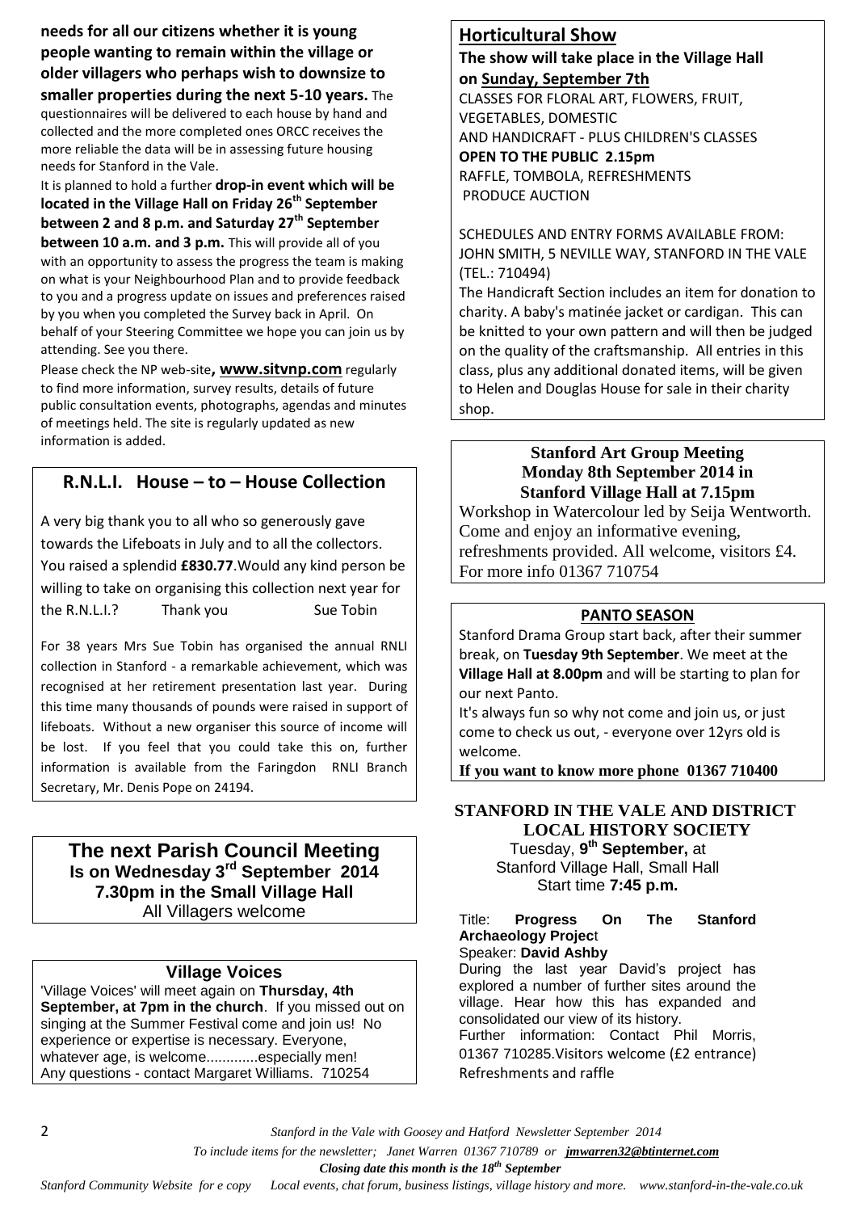**needs for all our citizens whether it is young people wanting to remain within the village or older villagers who perhaps wish to downsize to smaller properties during the next 5-10 years.** The questionnaires will be delivered to each house by hand and collected and the more completed ones ORCC receives the more reliable the data will be in assessing future housing needs for Stanford in the Vale.

It is planned to hold a further **drop-in event which will be located in the Village Hall on Friday 26th September between 2 and 8 p.m. and Saturday 27th September between 10 a.m. and 3 p.m.** This will provide all of you with an opportunity to assess the progress the team is making on what is your Neighbourhood Plan and to provide feedback to you and a progress update on issues and preferences raised by you when you completed the Survey back in April. On behalf of your Steering Committee we hope you can join us by attending. See you there.

Please check the NP web-site**, www.sitvnp.com** regularly to find more information, survey results, details of future public consultation events, photographs, agendas and minutes of meetings held. The site is regularly updated as new information is added.

## R.N.L.I. House – to – House Collection

A very big thank you to all who so generously gave towards the Lifeboats in July and to all the collectors. You raised a splendid **£830.77**.Would any kind person be willing to take on organising this collection next year for the R.N.L.I.? Thank you Sue Tobin

For 38 years Mrs Sue Tobin has organised the annual RNLI collection in Stanford - a remarkable achievement, which was recognised at her retirement presentation last year. During this time many thousands of pounds were raised in support of lifeboats. Without a new organiser this source of income will be lost. If you feel that you could take this on, further information is available from the Faringdon RNLI Branch Secretary, Mr. Denis Pope on 24194.

## The next Parish Council Meeting

**Is on Wednesday 3rd September 2014**
**7.30pm in the Small Village Hall**
All Villagers welcome

## Village Voices

'Village Voices' will meet again on **Thursday, 4th September, at 7pm in the church**. If you missed out on singing at the Summer Festival come and join us! No experience or expertise is necessary. Everyone, whatever age, is welcome.............especially men! Any questions - contact Margaret Williams. 710254

## Horticultural Show

**The show will take place in the Village Hall on Sunday, September 7th**

CLASSES FOR FLORAL ART, FLOWERS, FRUIT, VEGETABLES, DOMESTIC
AND HANDICRAFT - PLUS CHILDREN'S CLASSES
**OPEN TO THE PUBLIC 2.15pm**
RAFFLE, TOMBOLA, REFRESHMENTS
PRODUCE AUCTION

SCHEDULES AND ENTRY FORMS AVAILABLE FROM: JOHN SMITH, 5 NEVILLE WAY, STANFORD IN THE VALE (TEL.: 710494)

The Handicraft Section includes an item for donation to charity. A baby's matinée jacket or cardigan. This can be knitted to your own pattern and will then be judged on the quality of the craftsmanship. All entries in this class, plus any additional donated items, will be given to Helen and Douglas House for sale in their charity shop.

## Stanford Art Group Meeting

**Monday 8th September 2014 in Stanford Village Hall at 7.15pm**

Workshop in Watercolour led by Seija Wentworth. Come and enjoy an informative evening, refreshments provided. All welcome, visitors £4. For more info 01367 710754

## PANTO SEASON

Stanford Drama Group start back, after their summer break, on **Tuesday 9th September**. We meet at the **Village Hall at 8.00pm** and will be starting to plan for our next Panto.

It's always fun so why not come and join us, or just come to check us out, - everyone over 12yrs old is welcome.

**If you want to know more phone 01367 710400**

## STANFORD IN THE VALE AND DISTRICT LOCAL HISTORY SOCIETY

Tuesday, **9th September,** at
Stanford Village Hall, Small Hall
Start time **7:45 p.m.**

Title: **Progress On The Stanford Archaeology Project**
Speaker: **David Ashby**

During the last year David's project has explored a number of further sites around the village. Hear how this has expanded and consolidated our view of its history.

Further information: Contact Phil Morris, 01367 710285.Visitors welcome (£2 entrance)
Refreshments and raffle

*To include items for the newsletter; Janet Warren 01367 710789 or jmwarren32@btinternet.com*

***Closing date this month is the 18th September***

*Stanford Community Website for e copy Local events, chat forum, business listings, village history and more. www.stanford-in-the-vale.co.uk*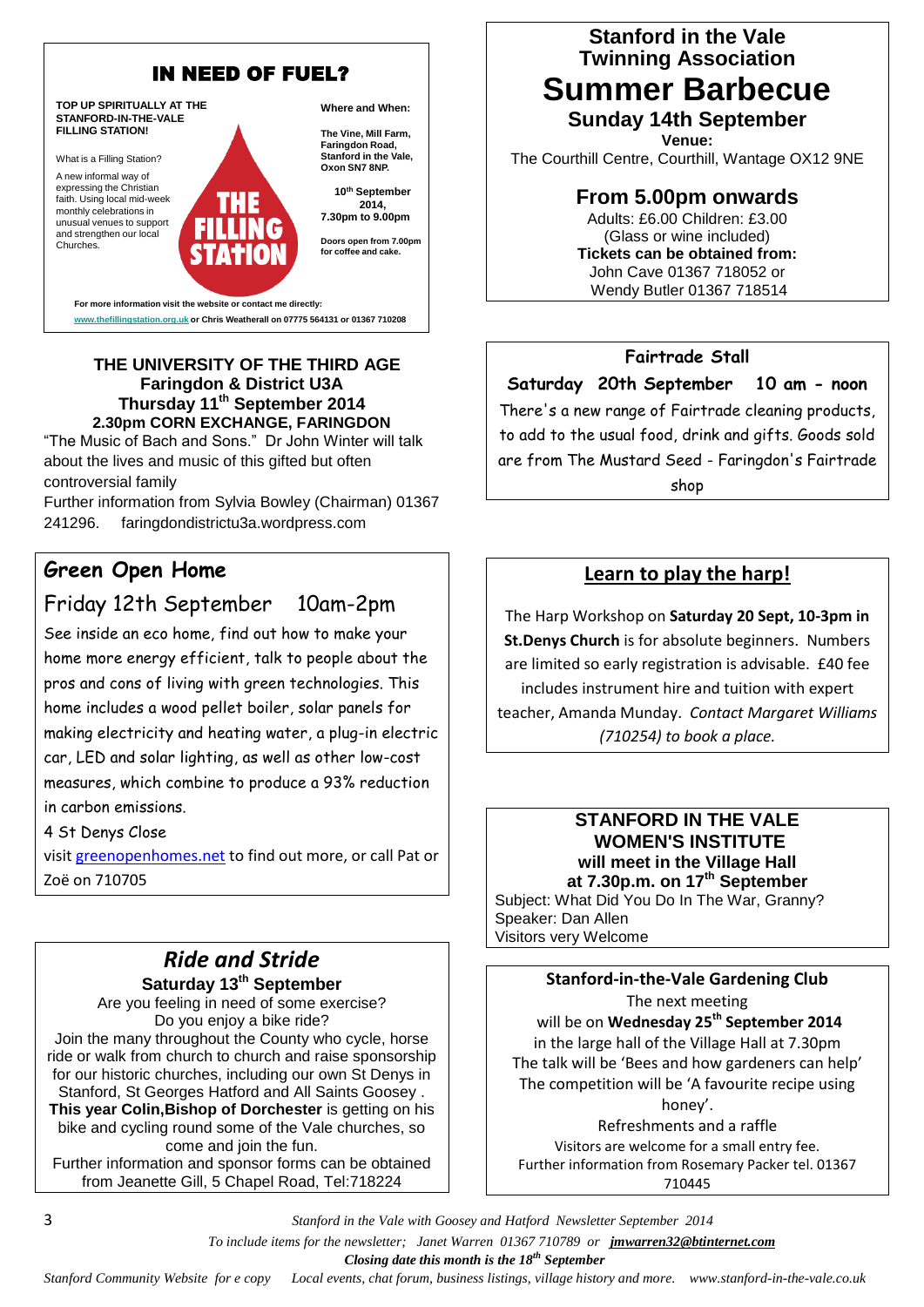## IN NEED OF FUEL?

**TOP UP SPIRITUALLY AT THE STANFORD-IN-THE-VALE FILLING STATION!**

What is a Filling Station?

A new informal way of expressing the Christian faith. Using local mid-week monthly celebrations in unusual venues to support and strengthen our local Churches.

THE FILLING STATION

**Where and When:**

**The Vine, Mill Farm, Faringdon Road, Stanford in the Vale, Oxon SN7 8NP.**

**10th September 2014, 7.30pm to 9.00pm**

**Doors open from 7.00pm for coffee and cake.**

**For more information visit the website or contact me directly:** www.thefillingstation.org.uk **or Chris Weatherall on 07775 564131 or 01367 710208**

## THE UNIVERSITY OF THE THIRD AGE

**Faringdon & District U3A**

**Thursday 11th September 2014**

**2.30pm CORN EXCHANGE, FARINGDON**

"The Music of Bach and Sons." Dr John Winter will talk about the lives and music of this gifted but often controversial family

Further information from Sylvia Bowley (Chairman) 01367 241296. faringdondistrictu3a.wordpress.com

## Green Open Home

Friday 12th September 10am-2pm

See inside an eco home, find out how to make your home more energy efficient, talk to people about the pros and cons of living with green technologies. This home includes a wood pellet boiler, solar panels for making electricity and heating water, a plug-in electric car, LED and solar lighting, as well as other low-cost measures, which combine to produce a 93% reduction in carbon emissions.

4 St Denys Close

visit greenopenhomes.net to find out more, or call Pat or Zoë on 710705

## *Ride and Stride*

**Saturday 13th September**

Are you feeling in need of some exercise?
Do you enjoy a bike ride?
Join the many throughout the County who cycle, horse ride or walk from church to church and raise sponsorship for our historic churches, including our own St Denys in Stanford, St Georges Hatford and All Saints Goosey .
**This year Colin,Bishop of Dorchester** is getting on his bike and cycling round some of the Vale churches, so come and join the fun.
Further information and sponsor forms can be obtained from Jeanette Gill, 5 Chapel Road, Tel:718224

## Stanford in the Vale Twinning Association

# Summer Barbecue

**Sunday 14th September**

**Venue:**
The Courthill Centre, Courthill, Wantage OX12 9NE

**From 5.00pm onwards**

Adults: £6.00 Children: £3.00
(Glass or wine included)
**Tickets can be obtained from:**
John Cave 01367 718052 or
Wendy Butler 01367 718514

## Fairtrade Stall

**Saturday 20th September 10 am - noon**

There's a new range of Fairtrade cleaning products, to add to the usual food, drink and gifts. Goods sold are from The Mustard Seed - Faringdon's Fairtrade shop

## Learn to play the harp!

The Harp Workshop on **Saturday 20 Sept, 10-3pm in St.Denys Church** is for absolute beginners. Numbers are limited so early registration is advisable. £40 fee includes instrument hire and tuition with expert teacher, Amanda Munday. *Contact Margaret Williams (710254) to book a place.*

## STANFORD IN THE VALE WOMEN'S INSTITUTE

**will meet in the Village Hall at 7.30p.m. on 17th September**

Subject: What Did You Do In The War, Granny?
Speaker: Dan Allen
Visitors very Welcome

## Stanford-in-the-Vale Gardening Club

The next meeting
will be on **Wednesday 25th September 2014**
in the large hall of the Village Hall at 7.30pm
The talk will be 'Bees and how gardeners can help'
The competition will be 'A favourite recipe using honey'.
Refreshments and a raffle
Visitors are welcome for a small entry fee.
Further information from Rosemary Packer tel. 01367 710445

*To include items for the newsletter; Janet Warren 01367 710789 or* ***jmwarren32@btinternet.com***

***Closing date this month is the 18th September***

*Stanford Community Website for e copy Local events, chat forum, business listings, village history and more. www.stanford-in-the-vale.co.uk*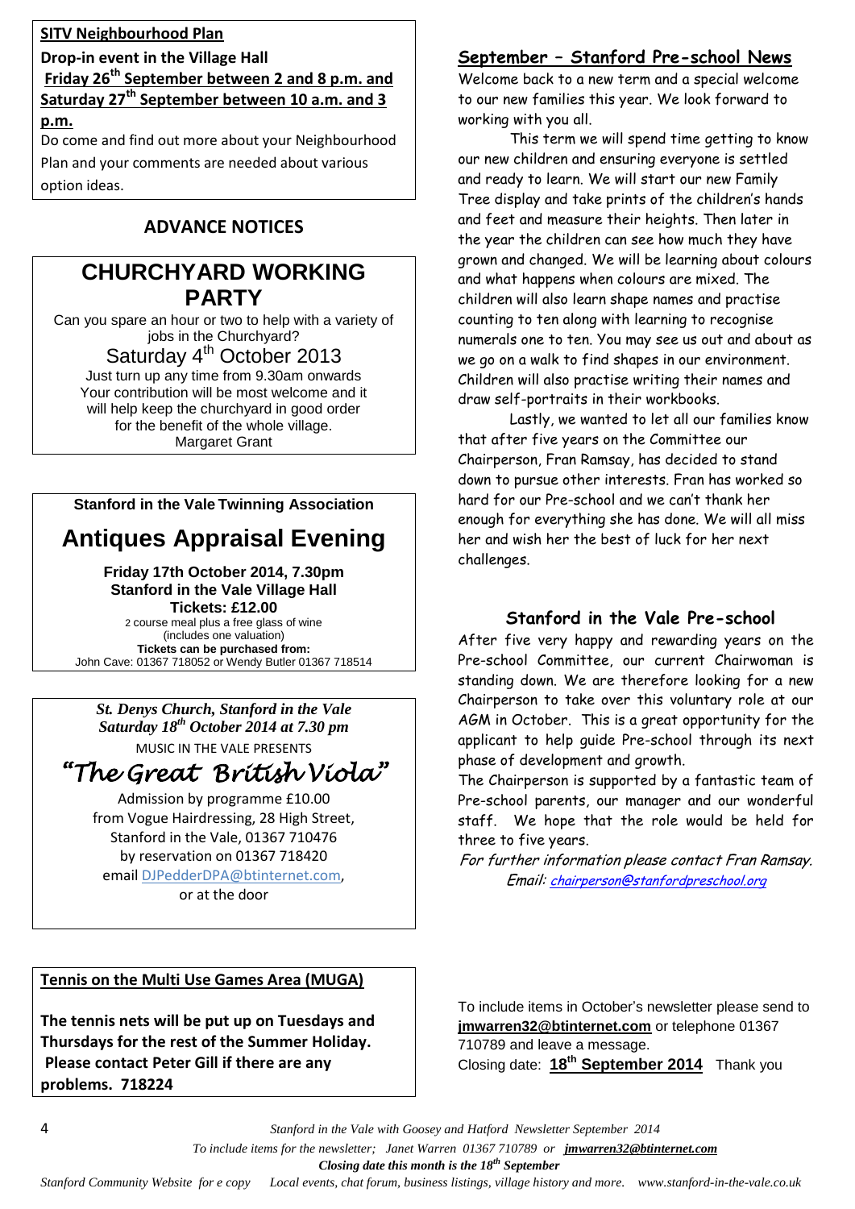**SITV Neighbourhood Plan**

**Drop-in event in the Village Hall**

**Friday 26th September between 2 and 8 p.m. and Saturday 27th September between 10 a.m. and 3 p.m.**

Do come and find out more about your Neighbourhood Plan and your comments are needed about various option ideas.

## ADVANCE NOTICES

## CHURCHYARD WORKING PARTY

Can you spare an hour or two to help with a variety of jobs in the Churchyard?

Saturday 4th October 2013

Just turn up any time from 9.30am onwards
Your contribution will be most welcome and it will help keep the churchyard in good order for the benefit of the whole village.

Margaret Grant

**Stanford in the Vale Twinning Association**

## Antiques Appraisal Evening

**Friday 17th October 2014, 7.30pm**
**Stanford in the Vale Village Hall**
**Tickets: £12.00**

2 course meal plus a free glass of wine
(includes one valuation)

**Tickets can be purchased from:**
John Cave: 01367 718052 or Wendy Butler 01367 718514

***St. Denys Church, Stanford in the Vale***
***Saturday 18th October 2014 at 7.30 pm***

MUSIC IN THE VALE PRESENTS

## *"The Great British Viola"*

Admission by programme £10.00
from Vogue Hairdressing, 28 High Street, Stanford in the Vale, 01367 710476
by reservation on 01367 718420
email DJPedderDPA@btinternet.com,
or at the door

**Tennis on the Multi Use Games Area (MUGA)**

**The tennis nets will be put up on Tuesdays and Thursdays for the rest of the Summer Holiday. Please contact Peter Gill if there are any problems. 718224**

## September – Stanford Pre-school News

Welcome back to a new term and a special welcome to our new families this year. We look forward to working with you all.

This term we will spend time getting to know our new children and ensuring everyone is settled and ready to learn. We will start our new Family Tree display and take prints of the children's hands and feet and measure their heights. Then later in the year the children can see how much they have grown and changed. We will be learning about colours and what happens when colours are mixed. The children will also learn shape names and practise counting to ten along with learning to recognise numerals one to ten. You may see us out and about as we go on a walk to find shapes in our environment. Children will also practise writing their names and draw self-portraits in their workbooks.

Lastly, we wanted to let all our families know that after five years on the Committee our Chairperson, Fran Ramsay, has decided to stand down to pursue other interests. Fran has worked so hard for our Pre-school and we can't thank her enough for everything she has done. We will all miss her and wish her the best of luck for her next challenges.

### Stanford in the Vale Pre-school

After five very happy and rewarding years on the Pre-school Committee, our current Chairwoman is standing down. We are therefore looking for a new Chairperson to take over this voluntary role at our AGM in October. This is a great opportunity for the applicant to help guide Pre-school through its next phase of development and growth.

The Chairperson is supported by a fantastic team of Pre-school parents, our manager and our wonderful staff. We hope that the role would be held for three to five years.

*For further information please contact Fran Ramsay.*
*Email: chairperson@stanfordpreschool.org*

To include items in October's newsletter please send to **jmwarren32@btinternet.com** or telephone 01367 710789 and leave a message.
Closing date: **18th September 2014** Thank you